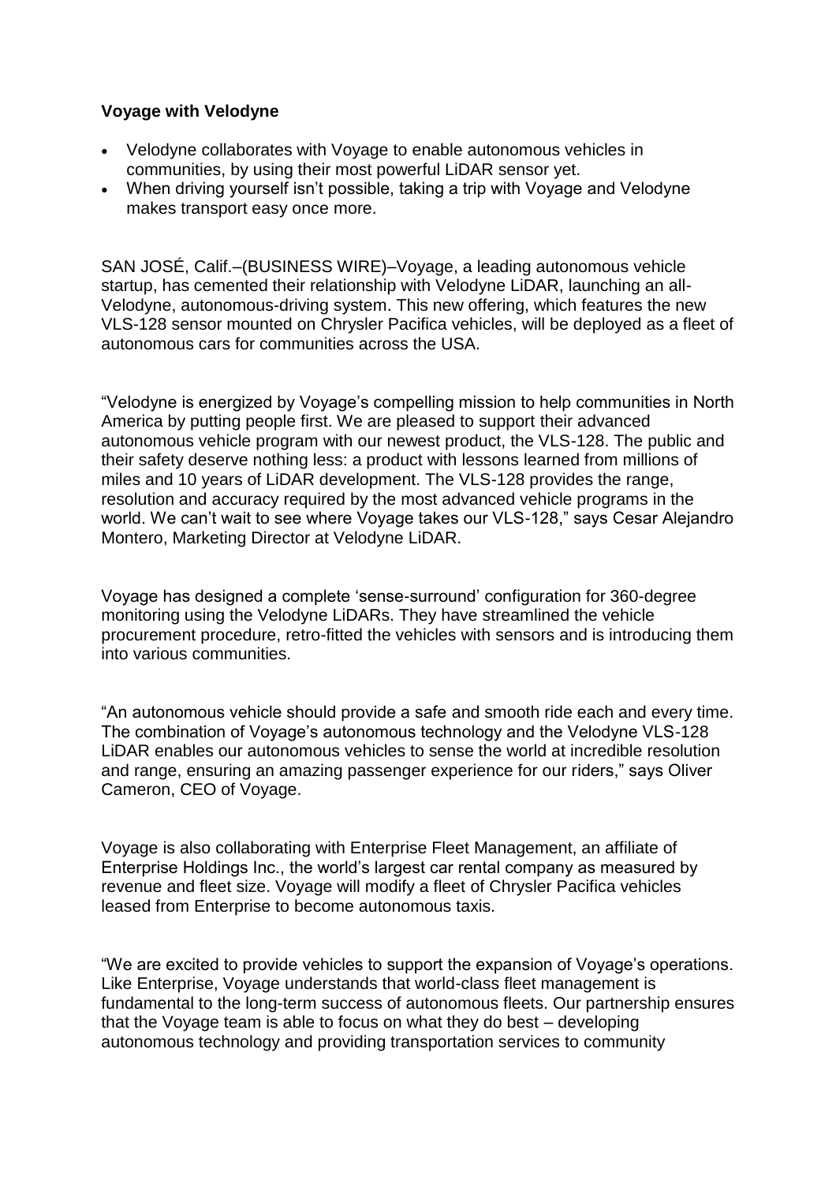**Voyage with Velodyne**

- Velodyne collaborates with Voyage to enable autonomous vehicles in communities, by using their most powerful LiDAR sensor yet.
- When driving yourself isn't possible, taking a trip with Voyage and Velodyne makes transport easy once more.

SAN JOSÉ, Calif.–(BUSINESS WIRE)–Voyage, a leading autonomous vehicle startup, has cemented their relationship with Velodyne LiDAR, launching an all-Velodyne, autonomous-driving system. This new offering, which features the new VLS-128 sensor mounted on Chrysler Pacifica vehicles, will be deployed as a fleet of autonomous cars for communities across the USA.

"Velodyne is energized by Voyage's compelling mission to help communities in North America by putting people first. We are pleased to support their advanced autonomous vehicle program with our newest product, the VLS-128. The public and their safety deserve nothing less: a product with lessons learned from millions of miles and 10 years of LiDAR development. The VLS-128 provides the range, resolution and accuracy required by the most advanced vehicle programs in the world. We can't wait to see where Voyage takes our VLS-128," says Cesar Alejandro Montero, Marketing Director at Velodyne LiDAR.

Voyage has designed a complete 'sense-surround' configuration for 360-degree monitoring using the Velodyne LiDARs. They have streamlined the vehicle procurement procedure, retro-fitted the vehicles with sensors and is introducing them into various communities.

"An autonomous vehicle should provide a safe and smooth ride each and every time. The combination of Voyage's autonomous technology and the Velodyne VLS-128 LiDAR enables our autonomous vehicles to sense the world at incredible resolution and range, ensuring an amazing passenger experience for our riders," says Oliver Cameron, CEO of Voyage.

Voyage is also collaborating with Enterprise Fleet Management, an affiliate of Enterprise Holdings Inc., the world's largest car rental company as measured by revenue and fleet size. Voyage will modify a fleet of Chrysler Pacifica vehicles leased from Enterprise to become autonomous taxis.

"We are excited to provide vehicles to support the expansion of Voyage's operations. Like Enterprise, Voyage understands that world-class fleet management is fundamental to the long-term success of autonomous fleets. Our partnership ensures that the Voyage team is able to focus on what they do best – developing autonomous technology and providing transportation services to community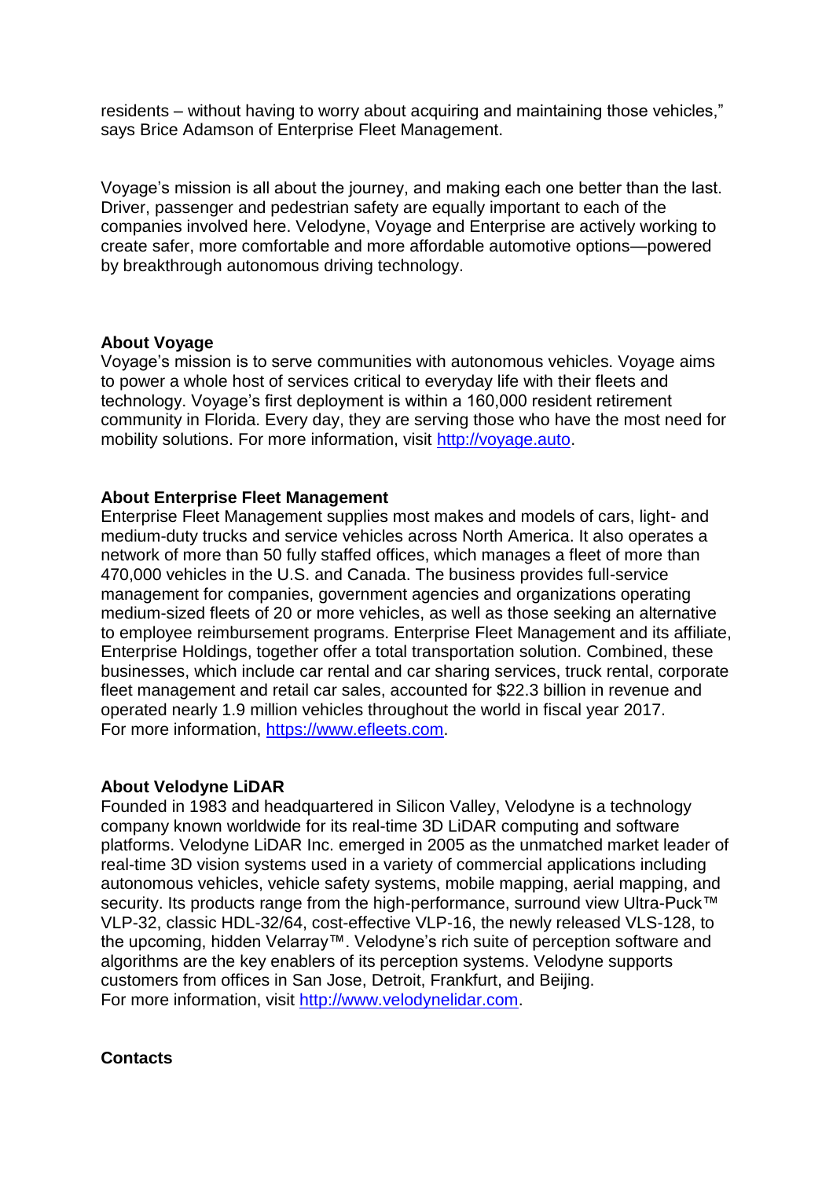residents – without having to worry about acquiring and maintaining those vehicles," says Brice Adamson of Enterprise Fleet Management.

Voyage's mission is all about the journey, and making each one better than the last. Driver, passenger and pedestrian safety are equally important to each of the companies involved here. Velodyne, Voyage and Enterprise are actively working to create safer, more comfortable and more affordable automotive options—powered by breakthrough autonomous driving technology.

**About Voyage**

Voyage's mission is to serve communities with autonomous vehicles. Voyage aims to power a whole host of services critical to everyday life with their fleets and technology. Voyage's first deployment is within a 160,000 resident retirement community in Florida. Every day, they are serving those who have the most need for mobility solutions. For more information, visit [http://voyage.auto](http://voyage.auto).

**About Enterprise Fleet Management**

Enterprise Fleet Management supplies most makes and models of cars, light- and medium-duty trucks and service vehicles across North America. It also operates a network of more than 50 fully staffed offices, which manages a fleet of more than 470,000 vehicles in the U.S. and Canada. The business provides full-service management for companies, government agencies and organizations operating medium-sized fleets of 20 or more vehicles, as well as those seeking an alternative to employee reimbursement programs. Enterprise Fleet Management and its affiliate, Enterprise Holdings, together offer a total transportation solution. Combined, these businesses, which include car rental and car sharing services, truck rental, corporate fleet management and retail car sales, accounted for $22.3 billion in revenue and operated nearly 1.9 million vehicles throughout the world in fiscal year 2017.
For more information, [https://www.efleets.com](https://www.efleets.com).

**About Velodyne LiDAR**

Founded in 1983 and headquartered in Silicon Valley, Velodyne is a technology company known worldwide for its real-time 3D LiDAR computing and software platforms. Velodyne LiDAR Inc. emerged in 2005 as the unmatched market leader of real-time 3D vision systems used in a variety of commercial applications including autonomous vehicles, vehicle safety systems, mobile mapping, aerial mapping, and security. Its products range from the high-performance, surround view Ultra-Puck™ VLP-32, classic HDL-32/64, cost-effective VLP-16, the newly released VLS-128, to the upcoming, hidden Velarray™. Velodyne's rich suite of perception software and algorithms are the key enablers of its perception systems. Velodyne supports customers from offices in San Jose, Detroit, Frankfurt, and Beijing.
For more information, visit [http://www.velodynelidar.com](http://www.velodynelidar.com).

**Contacts**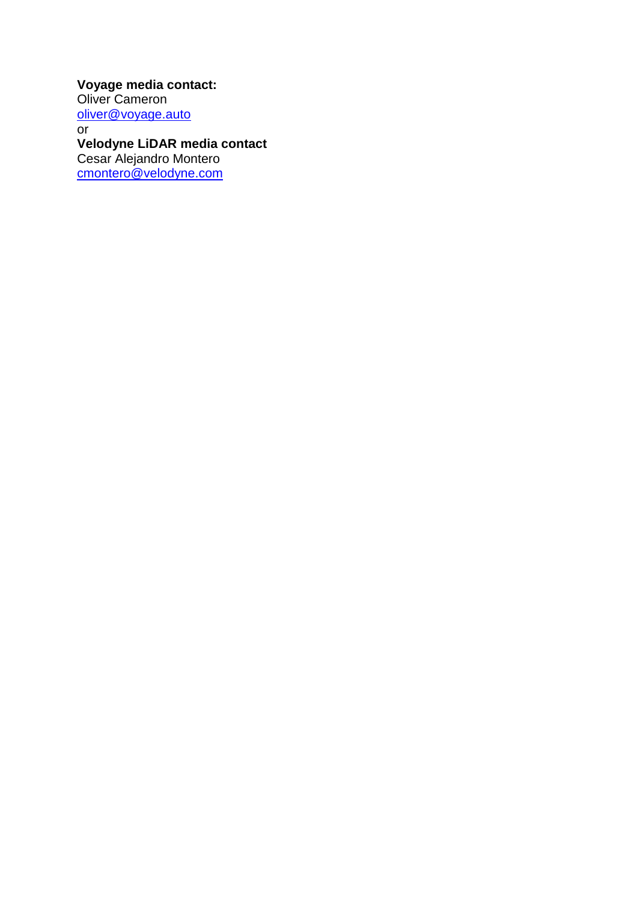**Voyage media contact:**
Oliver Cameron
oliver@voyage.auto
or
**Velodyne LiDAR media contact**
Cesar Alejandro Montero
cmontero@velodyne.com